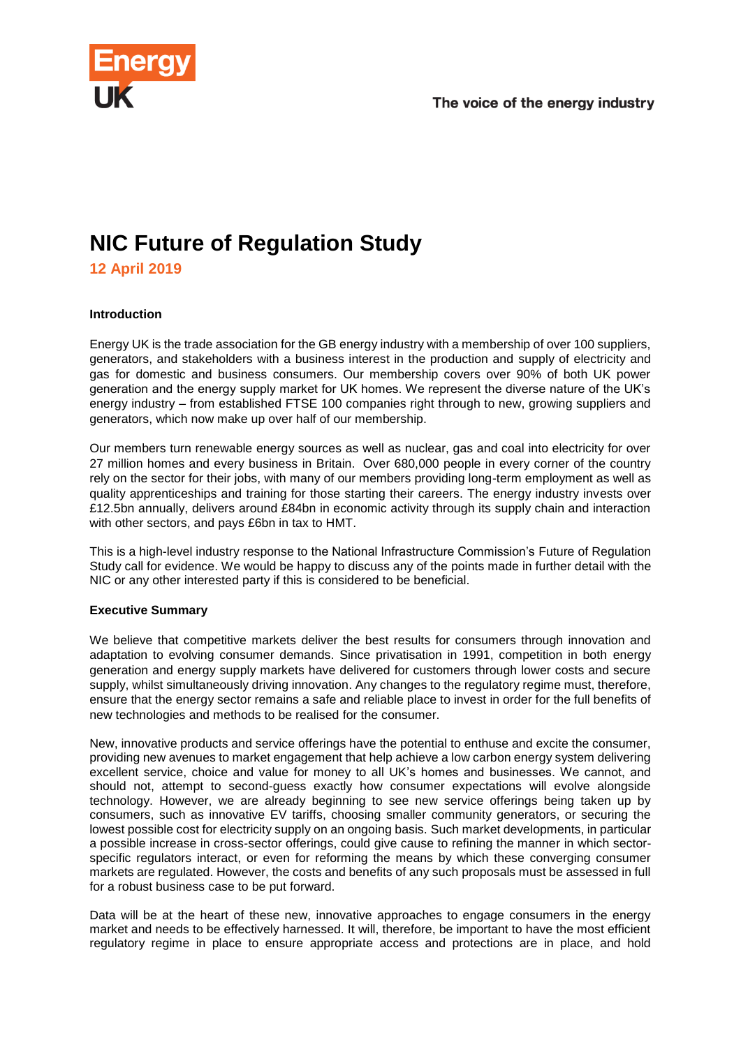# NIC Future of Regulation Study

**12 April 2019**

**Introduction**

Energy UK is the trade association for the GB energy industry with a membership of over 100 suppliers, generators, and stakeholders with a business interest in the production and supply of electricity and gas for domestic and business consumers. Our membership covers over 90% of both UK power generation and the energy supply market for UK homes. We represent the diverse nature of the UK's energy industry – from established FTSE 100 companies right through to new, growing suppliers and generators, which now make up over half of our membership.

Our members turn renewable energy sources as well as nuclear, gas and coal into electricity for over 27 million homes and every business in Britain. Over 680,000 people in every corner of the country rely on the sector for their jobs, with many of our members providing long-term employment as well as quality apprenticeships and training for those starting their careers. The energy industry invests over £12.5bn annually, delivers around £84bn in economic activity through its supply chain and interaction with other sectors, and pays £6bn in tax to HMT.

This is a high-level industry response to the National Infrastructure Commission's Future of Regulation Study call for evidence. We would be happy to discuss any of the points made in further detail with the NIC or any other interested party if this is considered to be beneficial.

**Executive Summary**

We believe that competitive markets deliver the best results for consumers through innovation and adaptation to evolving consumer demands. Since privatisation in 1991, competition in both energy generation and energy supply markets have delivered for customers through lower costs and secure supply, whilst simultaneously driving innovation. Any changes to the regulatory regime must, therefore, ensure that the energy sector remains a safe and reliable place to invest in order for the full benefits of new technologies and methods to be realised for the consumer.

New, innovative products and service offerings have the potential to enthuse and excite the consumer, providing new avenues to market engagement that help achieve a low carbon energy system delivering excellent service, choice and value for money to all UK's homes and businesses. We cannot, and should not, attempt to second-guess exactly how consumer expectations will evolve alongside technology. However, we are already beginning to see new service offerings being taken up by consumers, such as innovative EV tariffs, choosing smaller community generators, or securing the lowest possible cost for electricity supply on an ongoing basis. Such market developments, in particular a possible increase in cross-sector offerings, could give cause to refining the manner in which sector-specific regulators interact, or even for reforming the means by which these converging consumer markets are regulated. However, the costs and benefits of any such proposals must be assessed in full for a robust business case to be put forward.

Data will be at the heart of these new, innovative approaches to engage consumers in the energy market and needs to be effectively harnessed. It will, therefore, be important to have the most efficient regulatory regime in place to ensure appropriate access and protections are in place, and hold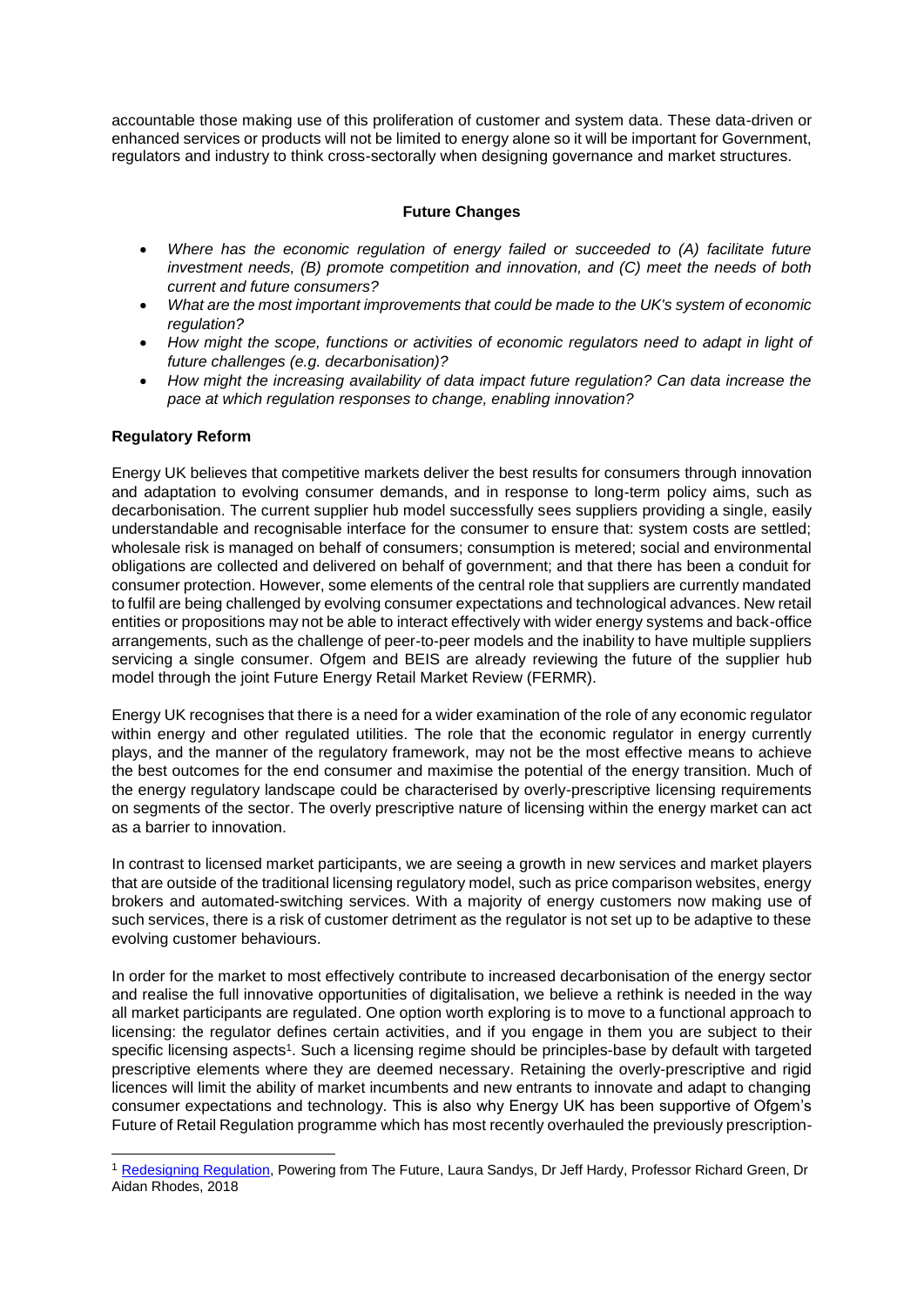accountable those making use of this proliferation of customer and system data. These data-driven or enhanced services or products will not be limited to energy alone so it will be important for Government, regulators and industry to think cross-sectorally when designing governance and market structures.

### Future Changes

- *Where has the economic regulation of energy failed or succeeded to (A) facilitate future investment needs, (B) promote competition and innovation, and (C) meet the needs of both current and future consumers?*
- *What are the most important improvements that could be made to the UK's system of economic regulation?*
- *How might the scope, functions or activities of economic regulators need to adapt in light of future challenges (e.g. decarbonisation)?*
- *How might the increasing availability of data impact future regulation? Can data increase the pace at which regulation responses to change, enabling innovation?*

**Regulatory Reform**

Energy UK believes that competitive markets deliver the best results for consumers through innovation and adaptation to evolving consumer demands, and in response to long-term policy aims, such as decarbonisation. The current supplier hub model successfully sees suppliers providing a single, easily understandable and recognisable interface for the consumer to ensure that: system costs are settled; wholesale risk is managed on behalf of consumers; consumption is metered; social and environmental obligations are collected and delivered on behalf of government; and that there has been a conduit for consumer protection. However, some elements of the central role that suppliers are currently mandated to fulfil are being challenged by evolving consumer expectations and technological advances. New retail entities or propositions may not be able to interact effectively with wider energy systems and back-office arrangements, such as the challenge of peer-to-peer models and the inability to have multiple suppliers servicing a single consumer. Ofgem and BEIS are already reviewing the future of the supplier hub model through the joint Future Energy Retail Market Review (FERMR).

Energy UK recognises that there is a need for a wider examination of the role of any economic regulator within energy and other regulated utilities. The role that the economic regulator in energy currently plays, and the manner of the regulatory framework, may not be the most effective means to achieve the best outcomes for the end consumer and maximise the potential of the energy transition. Much of the energy regulatory landscape could be characterised by overly-prescriptive licensing requirements on segments of the sector. The overly prescriptive nature of licensing within the energy market can act as a barrier to innovation.

In contrast to licensed market participants, we are seeing a growth in new services and market players that are outside of the traditional licensing regulatory model, such as price comparison websites, energy brokers and automated-switching services. With a majority of energy customers now making use of such services, there is a risk of customer detriment as the regulator is not set up to be adaptive to these evolving customer behaviours.

In order for the market to most effectively contribute to increased decarbonisation of the energy sector and realise the full innovative opportunities of digitalisation, we believe a rethink is needed in the way all market participants are regulated. One option worth exploring is to move to a functional approach to licensing: the regulator defines certain activities, and if you engage in them you are subject to their specific licensing aspects[1]. Such a licensing regime should be principles-base by default with targeted prescriptive elements where they are deemed necessary. Retaining the overly-prescriptive and rigid licences will limit the ability of market incumbents and new entrants to innovate and adapt to changing consumer expectations and technology. This is also why Energy UK has been supportive of Ofgem's Future of Retail Regulation programme which has most recently overhauled the previously prescription-

[1] Redesigning Regulation, Powering from The Future, Laura Sandys, Dr Jeff Hardy, Professor Richard Green, Dr Aidan Rhodes, 2018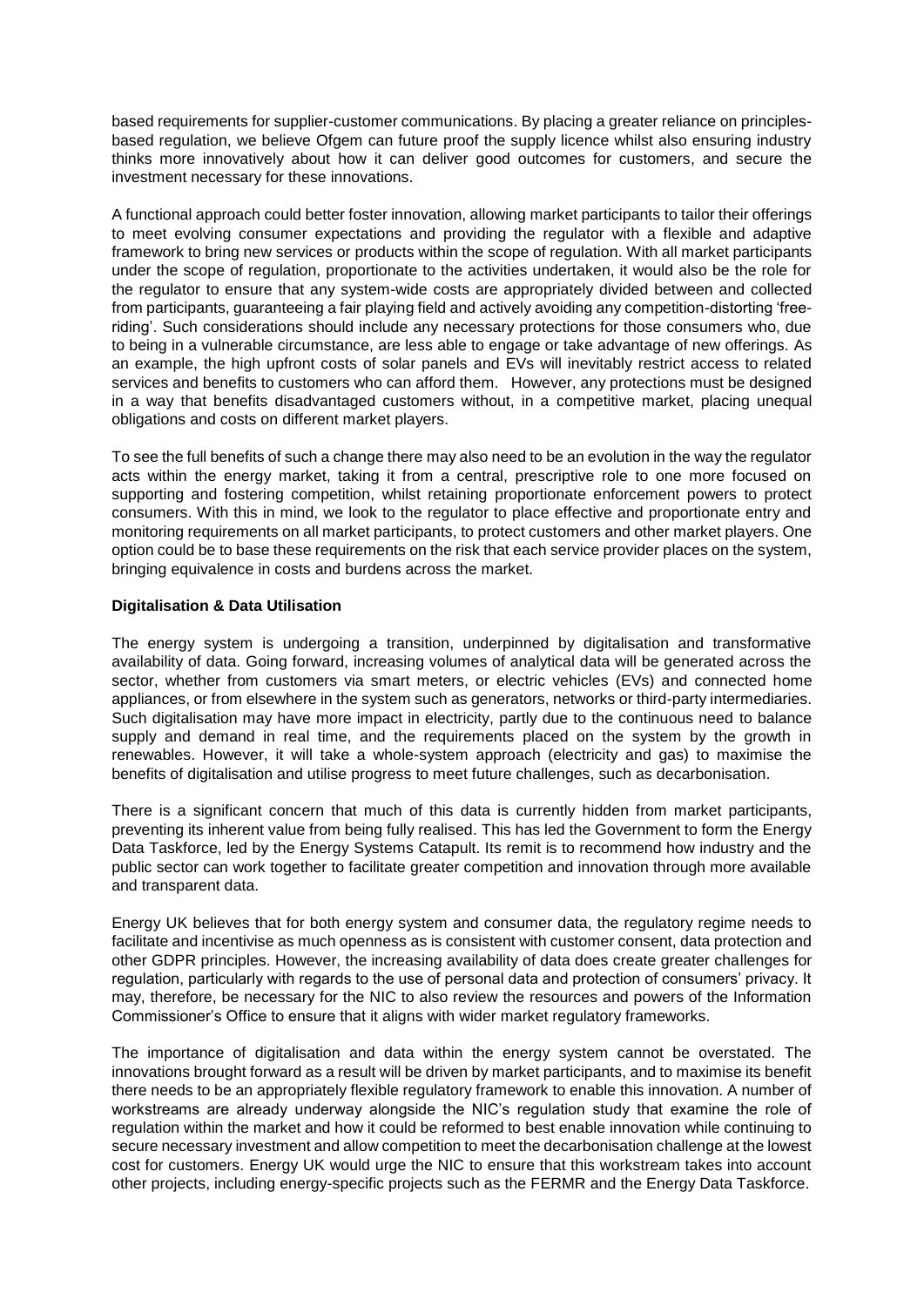based requirements for supplier-customer communications. By placing a greater reliance on principles-based regulation, we believe Ofgem can future proof the supply licence whilst also ensuring industry thinks more innovatively about how it can deliver good outcomes for customers, and secure the investment necessary for these innovations.

A functional approach could better foster innovation, allowing market participants to tailor their offerings to meet evolving consumer expectations and providing the regulator with a flexible and adaptive framework to bring new services or products within the scope of regulation. With all market participants under the scope of regulation, proportionate to the activities undertaken, it would also be the role for the regulator to ensure that any system-wide costs are appropriately divided between and collected from participants, guaranteeing a fair playing field and actively avoiding any competition-distorting 'free-riding'. Such considerations should include any necessary protections for those consumers who, due to being in a vulnerable circumstance, are less able to engage or take advantage of new offerings. As an example, the high upfront costs of solar panels and EVs will inevitably restrict access to related services and benefits to customers who can afford them. However, any protections must be designed in a way that benefits disadvantaged customers without, in a competitive market, placing unequal obligations and costs on different market players.

To see the full benefits of such a change there may also need to be an evolution in the way the regulator acts within the energy market, taking it from a central, prescriptive role to one more focused on supporting and fostering competition, whilst retaining proportionate enforcement powers to protect consumers. With this in mind, we look to the regulator to place effective and proportionate entry and monitoring requirements on all market participants, to protect customers and other market players. One option could be to base these requirements on the risk that each service provider places on the system, bringing equivalence in costs and burdens across the market.

**Digitalisation & Data Utilisation**

The energy system is undergoing a transition, underpinned by digitalisation and transformative availability of data. Going forward, increasing volumes of analytical data will be generated across the sector, whether from customers via smart meters, or electric vehicles (EVs) and connected home appliances, or from elsewhere in the system such as generators, networks or third-party intermediaries. Such digitalisation may have more impact in electricity, partly due to the continuous need to balance supply and demand in real time, and the requirements placed on the system by the growth in renewables. However, it will take a whole-system approach (electricity and gas) to maximise the benefits of digitalisation and utilise progress to meet future challenges, such as decarbonisation.

There is a significant concern that much of this data is currently hidden from market participants, preventing its inherent value from being fully realised. This has led the Government to form the Energy Data Taskforce, led by the Energy Systems Catapult. Its remit is to recommend how industry and the public sector can work together to facilitate greater competition and innovation through more available and transparent data.

Energy UK believes that for both energy system and consumer data, the regulatory regime needs to facilitate and incentivise as much openness as is consistent with customer consent, data protection and other GDPR principles. However, the increasing availability of data does create greater challenges for regulation, particularly with regards to the use of personal data and protection of consumers' privacy. It may, therefore, be necessary for the NIC to also review the resources and powers of the Information Commissioner's Office to ensure that it aligns with wider market regulatory frameworks.

The importance of digitalisation and data within the energy system cannot be overstated. The innovations brought forward as a result will be driven by market participants, and to maximise its benefit there needs to be an appropriately flexible regulatory framework to enable this innovation. A number of workstreams are already underway alongside the NIC's regulation study that examine the role of regulation within the market and how it could be reformed to best enable innovation while continuing to secure necessary investment and allow competition to meet the decarbonisation challenge at the lowest cost for customers. Energy UK would urge the NIC to ensure that this workstream takes into account other projects, including energy-specific projects such as the FERMR and the Energy Data Taskforce.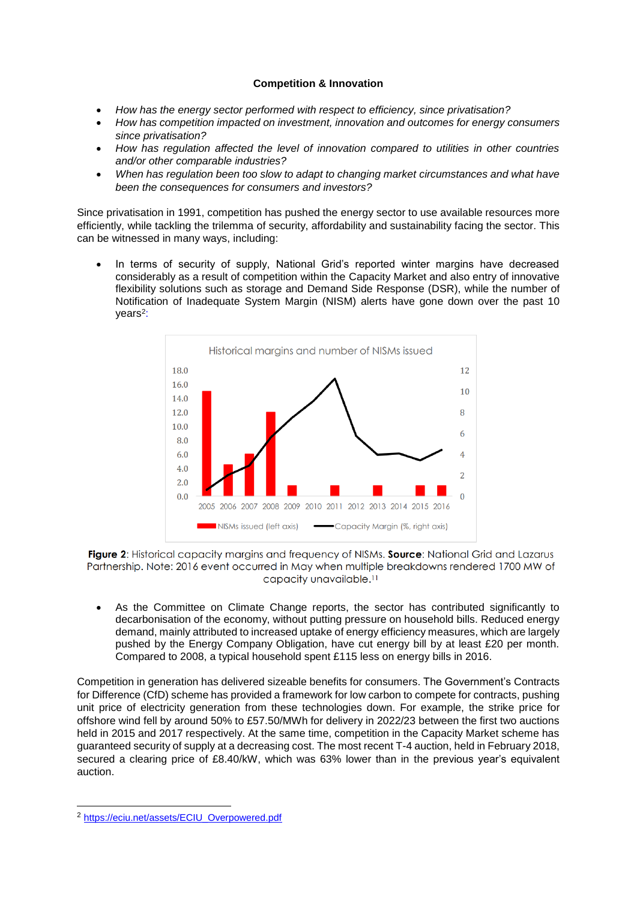**Competition & Innovation**

- *How has the energy sector performed with respect to efficiency, since privatisation?*
- *How has competition impacted on investment, innovation and outcomes for energy consumers since privatisation?*
- *How has regulation affected the level of innovation compared to utilities in other countries and/or other comparable industries?*
- *When has regulation been too slow to adapt to changing market circumstances and what have been the consequences for consumers and investors?*

Since privatisation in 1991, competition has pushed the energy sector to use available resources more efficiently, while tackling the trilemma of security, affordability and sustainability facing the sector. This can be witnessed in many ways, including:

- In terms of security of supply, National Grid's reported winter margins have decreased considerably as a result of competition within the Capacity Market and also entry of innovative flexibility solutions such as storage and Demand Side Response (DSR), while the number of Notification of Inadequate System Margin (NISM) alerts have gone down over the past 10 years[2]:

**Figure 2**: Historical capacity margins and frequency of NISMs. **Source**: National Grid and Lazarus Partnership. Note: 2016 event occurred in May when multiple breakdowns rendered 1700 MW of capacity unavailable.[11]

- As the Committee on Climate Change reports, the sector has contributed significantly to decarbonisation of the economy, without putting pressure on household bills. Reduced energy demand, mainly attributed to increased uptake of energy efficiency measures, which are largely pushed by the Energy Company Obligation, have cut energy bill by at least £20 per month. Compared to 2008, a typical household spent £115 less on energy bills in 2016.

Competition in generation has delivered sizeable benefits for consumers. The Government's Contracts for Difference (CfD) scheme has provided a framework for low carbon to compete for contracts, pushing unit price of electricity generation from these technologies down. For example, the strike price for offshore wind fell by around 50% to £57.50/MWh for delivery in 2022/23 between the first two auctions held in 2015 and 2017 respectively. At the same time, competition in the Capacity Market scheme has guaranteed security of supply at a decreasing cost. The most recent T-4 auction, held in February 2018, secured a clearing price of £8.40/kW, which was 63% lower than in the previous year's equivalent auction.

[2] https://eciu.net/assets/ECIU_Overpowered.pdf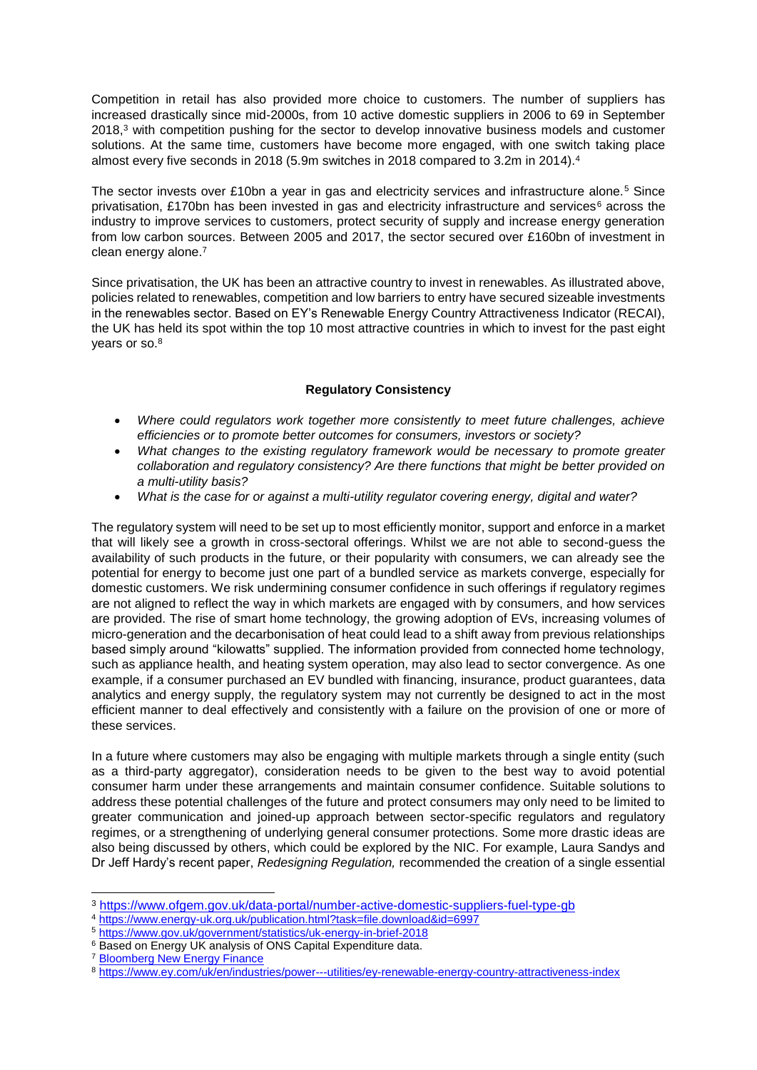Competition in retail has also provided more choice to customers. The number of suppliers has increased drastically since mid-2000s, from 10 active domestic suppliers in 2006 to 69 in September 2018,[3] with competition pushing for the sector to develop innovative business models and customer solutions. At the same time, customers have become more engaged, with one switch taking place almost every five seconds in 2018 (5.9m switches in 2018 compared to 3.2m in 2014).[4]

The sector invests over £10bn a year in gas and electricity services and infrastructure alone.[5] Since privatisation, £170bn has been invested in gas and electricity infrastructure and services[6] across the industry to improve services to customers, protect security of supply and increase energy generation from low carbon sources. Between 2005 and 2017, the sector secured over £160bn of investment in clean energy alone.[7]

Since privatisation, the UK has been an attractive country to invest in renewables. As illustrated above, policies related to renewables, competition and low barriers to entry have secured sizeable investments in the renewables sector. Based on EY's Renewable Energy Country Attractiveness Indicator (RECAI), the UK has held its spot within the top 10 most attractive countries in which to invest for the past eight years or so.[8]

## Regulatory Consistency

- *Where could regulators work together more consistently to meet future challenges, achieve efficiencies or to promote better outcomes for consumers, investors or society?*
- *What changes to the existing regulatory framework would be necessary to promote greater collaboration and regulatory consistency? Are there functions that might be better provided on a multi-utility basis?*
- *What is the case for or against a multi-utility regulator covering energy, digital and water?*

The regulatory system will need to be set up to most efficiently monitor, support and enforce in a market that will likely see a growth in cross-sectoral offerings. Whilst we are not able to second-guess the availability of such products in the future, or their popularity with consumers, we can already see the potential for energy to become just one part of a bundled service as markets converge, especially for domestic customers. We risk undermining consumer confidence in such offerings if regulatory regimes are not aligned to reflect the way in which markets are engaged with by consumers, and how services are provided. The rise of smart home technology, the growing adoption of EVs, increasing volumes of micro-generation and the decarbonisation of heat could lead to a shift away from previous relationships based simply around "kilowatts" supplied. The information provided from connected home technology, such as appliance health, and heating system operation, may also lead to sector convergence. As one example, if a consumer purchased an EV bundled with financing, insurance, product guarantees, data analytics and energy supply, the regulatory system may not currently be designed to act in the most efficient manner to deal effectively and consistently with a failure on the provision of one or more of these services.

In a future where customers may also be engaging with multiple markets through a single entity (such as a third-party aggregator), consideration needs to be given to the best way to avoid potential consumer harm under these arrangements and maintain consumer confidence. Suitable solutions to address these potential challenges of the future and protect consumers may only need to be limited to greater communication and joined-up approach between sector-specific regulators and regulatory regimes, or a strengthening of underlying general consumer protections. Some more drastic ideas are also being discussed by others, which could be explored by the NIC. For example, Laura Sandys and Dr Jeff Hardy's recent paper, *Redesigning Regulation,* recommended the creation of a single essential

---

[3] https://www.ofgem.gov.uk/data-portal/number-active-domestic-suppliers-fuel-type-gb
[4] https://www.energy-uk.org.uk/publication.html?task=file.download&id=6997
[5] https://www.gov.uk/government/statistics/uk-energy-in-brief-2018
[6] Based on Energy UK analysis of ONS Capital Expenditure data.
[7] Bloomberg New Energy Finance
[8] https://www.ey.com/uk/en/industries/power---utilities/ey-renewable-energy-country-attractiveness-index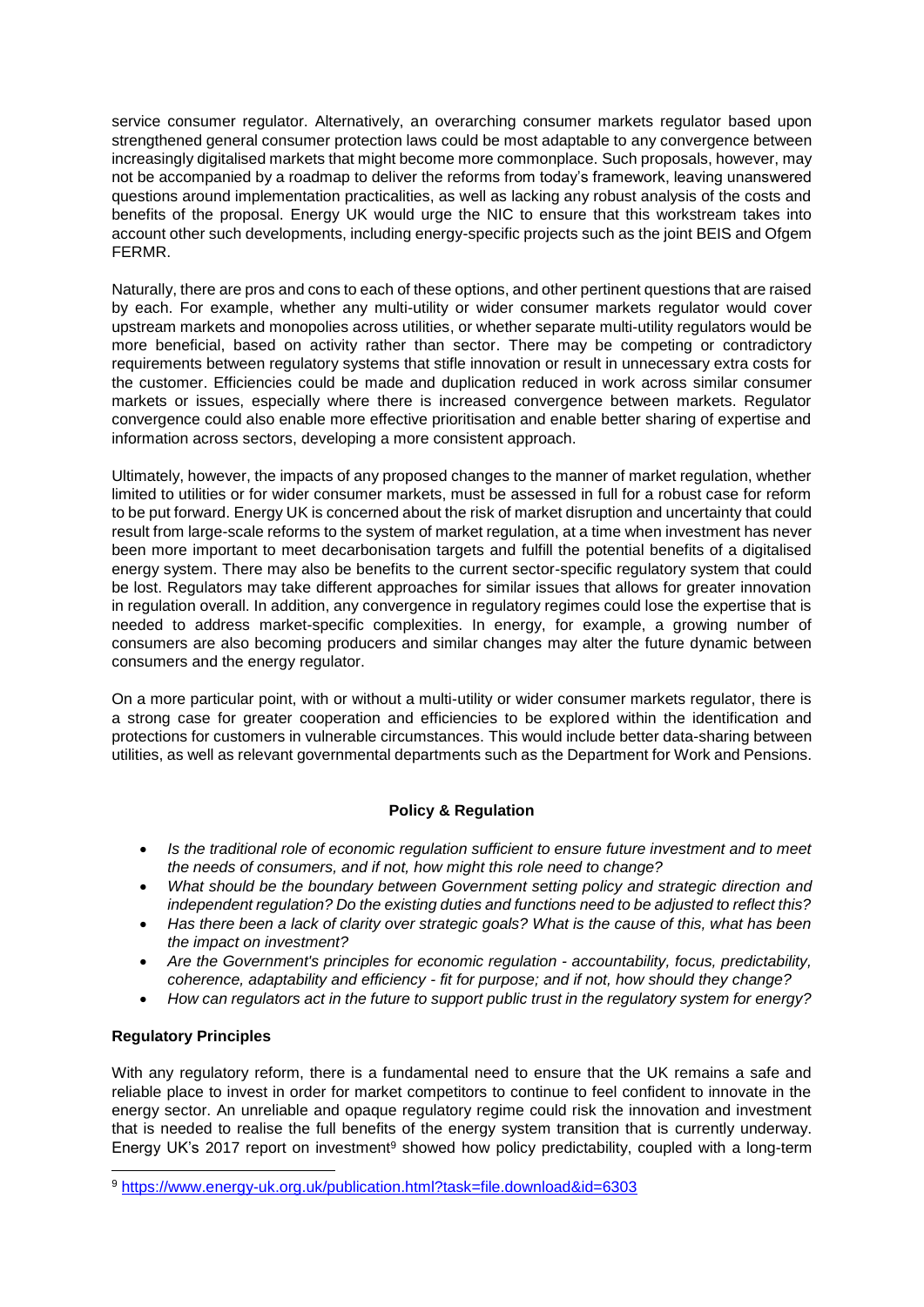service consumer regulator. Alternatively, an overarching consumer markets regulator based upon strengthened general consumer protection laws could be most adaptable to any convergence between increasingly digitalised markets that might become more commonplace. Such proposals, however, may not be accompanied by a roadmap to deliver the reforms from today's framework, leaving unanswered questions around implementation practicalities, as well as lacking any robust analysis of the costs and benefits of the proposal. Energy UK would urge the NIC to ensure that this workstream takes into account other such developments, including energy-specific projects such as the joint BEIS and Ofgem FERMR.

Naturally, there are pros and cons to each of these options, and other pertinent questions that are raised by each. For example, whether any multi-utility or wider consumer markets regulator would cover upstream markets and monopolies across utilities, or whether separate multi-utility regulators would be more beneficial, based on activity rather than sector. There may be competing or contradictory requirements between regulatory systems that stifle innovation or result in unnecessary extra costs for the customer. Efficiencies could be made and duplication reduced in work across similar consumer markets or issues, especially where there is increased convergence between markets. Regulator convergence could also enable more effective prioritisation and enable better sharing of expertise and information across sectors, developing a more consistent approach.

Ultimately, however, the impacts of any proposed changes to the manner of market regulation, whether limited to utilities or for wider consumer markets, must be assessed in full for a robust case for reform to be put forward. Energy UK is concerned about the risk of market disruption and uncertainty that could result from large-scale reforms to the system of market regulation, at a time when investment has never been more important to meet decarbonisation targets and fulfill the potential benefits of a digitalised energy system. There may also be benefits to the current sector-specific regulatory system that could be lost. Regulators may take different approaches for similar issues that allows for greater innovation in regulation overall. In addition, any convergence in regulatory regimes could lose the expertise that is needed to address market-specific complexities. In energy, for example, a growing number of consumers are also becoming producers and similar changes may alter the future dynamic between consumers and the energy regulator.

On a more particular point, with or without a multi-utility or wider consumer markets regulator, there is a strong case for greater cooperation and efficiencies to be explored within the identification and protections for customers in vulnerable circumstances. This would include better data-sharing between utilities, as well as relevant governmental departments such as the Department for Work and Pensions.

## Policy & Regulation

- *Is the traditional role of economic regulation sufficient to ensure future investment and to meet the needs of consumers, and if not, how might this role need to change?*
- *What should be the boundary between Government setting policy and strategic direction and independent regulation? Do the existing duties and functions need to be adjusted to reflect this?*
- *Has there been a lack of clarity over strategic goals? What is the cause of this, what has been the impact on investment?*
- *Are the Government's principles for economic regulation - accountability, focus, predictability, coherence, adaptability and efficiency - fit for purpose; and if not, how should they change?*
- *How can regulators act in the future to support public trust in the regulatory system for energy?*

### Regulatory Principles

With any regulatory reform, there is a fundamental need to ensure that the UK remains a safe and reliable place to invest in order for market competitors to continue to feel confident to innovate in the energy sector. An unreliable and opaque regulatory regime could risk the innovation and investment that is needed to realise the full benefits of the energy system transition that is currently underway. Energy UK's 2017 report on investment[9] showed how policy predictability, coupled with a long-term

[9] https://www.energy-uk.org.uk/publication.html?task=file.download&id=6303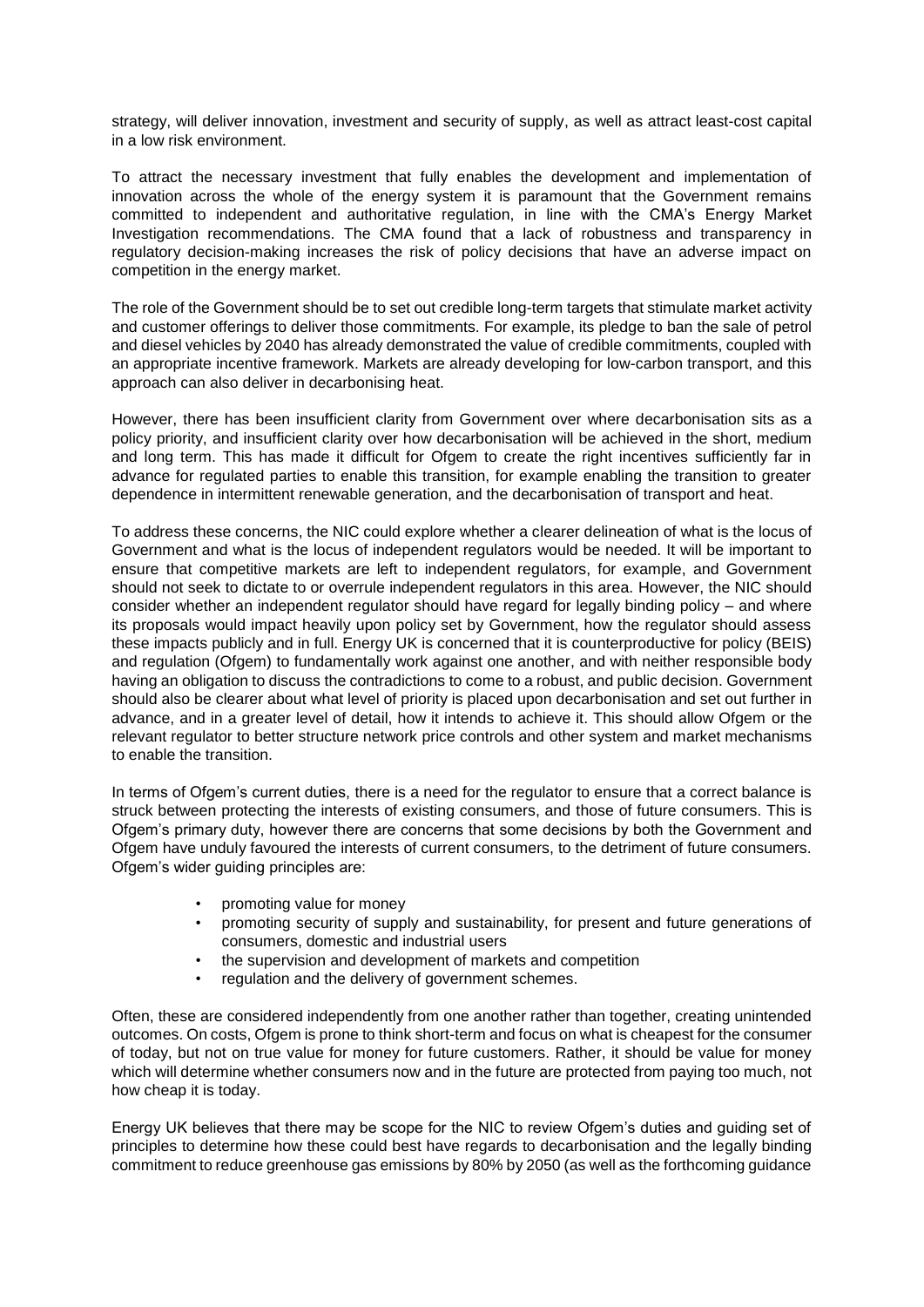strategy, will deliver innovation, investment and security of supply, as well as attract least-cost capital in a low risk environment.

To attract the necessary investment that fully enables the development and implementation of innovation across the whole of the energy system it is paramount that the Government remains committed to independent and authoritative regulation, in line with the CMA's Energy Market Investigation recommendations. The CMA found that a lack of robustness and transparency in regulatory decision-making increases the risk of policy decisions that have an adverse impact on competition in the energy market.

The role of the Government should be to set out credible long-term targets that stimulate market activity and customer offerings to deliver those commitments. For example, its pledge to ban the sale of petrol and diesel vehicles by 2040 has already demonstrated the value of credible commitments, coupled with an appropriate incentive framework. Markets are already developing for low-carbon transport, and this approach can also deliver in decarbonising heat.

However, there has been insufficient clarity from Government over where decarbonisation sits as a policy priority, and insufficient clarity over how decarbonisation will be achieved in the short, medium and long term. This has made it difficult for Ofgem to create the right incentives sufficiently far in advance for regulated parties to enable this transition, for example enabling the transition to greater dependence in intermittent renewable generation, and the decarbonisation of transport and heat.

To address these concerns, the NIC could explore whether a clearer delineation of what is the locus of Government and what is the locus of independent regulators would be needed. It will be important to ensure that competitive markets are left to independent regulators, for example, and Government should not seek to dictate to or overrule independent regulators in this area. However, the NIC should consider whether an independent regulator should have regard for legally binding policy – and where its proposals would impact heavily upon policy set by Government, how the regulator should assess these impacts publicly and in full. Energy UK is concerned that it is counterproductive for policy (BEIS) and regulation (Ofgem) to fundamentally work against one another, and with neither responsible body having an obligation to discuss the contradictions to come to a robust, and public decision. Government should also be clearer about what level of priority is placed upon decarbonisation and set out further in advance, and in a greater level of detail, how it intends to achieve it. This should allow Ofgem or the relevant regulator to better structure network price controls and other system and market mechanisms to enable the transition.

In terms of Ofgem's current duties, there is a need for the regulator to ensure that a correct balance is struck between protecting the interests of existing consumers, and those of future consumers. This is Ofgem's primary duty, however there are concerns that some decisions by both the Government and Ofgem have unduly favoured the interests of current consumers, to the detriment of future consumers. Ofgem's wider guiding principles are:

- promoting value for money
- promoting security of supply and sustainability, for present and future generations of consumers, domestic and industrial users
- the supervision and development of markets and competition
- regulation and the delivery of government schemes.

Often, these are considered independently from one another rather than together, creating unintended outcomes. On costs, Ofgem is prone to think short-term and focus on what is cheapest for the consumer of today, but not on true value for money for future customers. Rather, it should be value for money which will determine whether consumers now and in the future are protected from paying too much, not how cheap it is today.

Energy UK believes that there may be scope for the NIC to review Ofgem's duties and guiding set of principles to determine how these could best have regards to decarbonisation and the legally binding commitment to reduce greenhouse gas emissions by 80% by 2050 (as well as the forthcoming guidance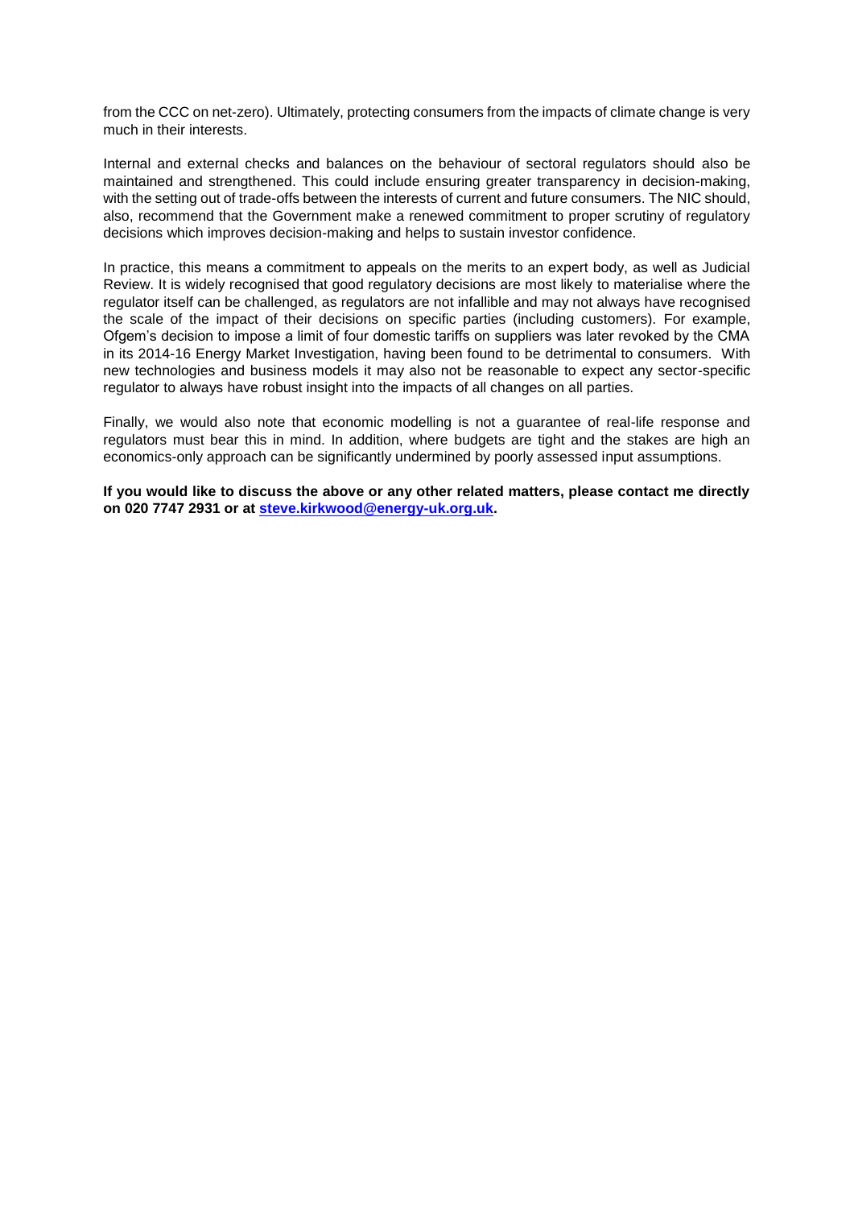from the CCC on net-zero). Ultimately, protecting consumers from the impacts of climate change is very much in their interests.

Internal and external checks and balances on the behaviour of sectoral regulators should also be maintained and strengthened. This could include ensuring greater transparency in decision-making, with the setting out of trade-offs between the interests of current and future consumers. The NIC should, also, recommend that the Government make a renewed commitment to proper scrutiny of regulatory decisions which improves decision-making and helps to sustain investor confidence.

In practice, this means a commitment to appeals on the merits to an expert body, as well as Judicial Review. It is widely recognised that good regulatory decisions are most likely to materialise where the regulator itself can be challenged, as regulators are not infallible and may not always have recognised the scale of the impact of their decisions on specific parties (including customers). For example, Ofgem's decision to impose a limit of four domestic tariffs on suppliers was later revoked by the CMA in its 2014-16 Energy Market Investigation, having been found to be detrimental to consumers. With new technologies and business models it may also not be reasonable to expect any sector-specific regulator to always have robust insight into the impacts of all changes on all parties.

Finally, we would also note that economic modelling is not a guarantee of real-life response and regulators must bear this in mind. In addition, where budgets are tight and the stakes are high an economics-only approach can be significantly undermined by poorly assessed input assumptions.

**If you would like to discuss the above or any other related matters, please contact me directly on 020 7747 2931 or at steve.kirkwood@energy-uk.org.uk.**